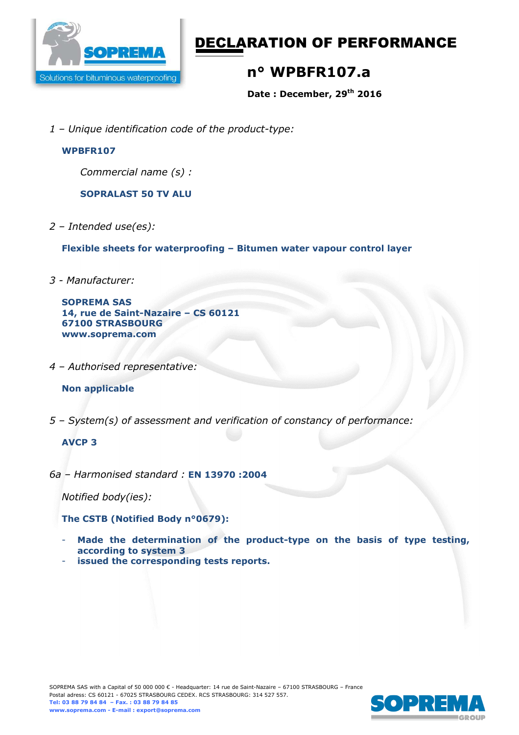# DECLARATION OF PERFORMANCE

## n° WPBFR107.a

**Date : December, 29th 2016**

*1 – Unique identification code of the product-type:*

**WPBFR107**

*Commercial name (s) :*

**SOPRALAST 50 TV ALU**

*2 – Intended use(es):*

**Flexible sheets for waterproofing – Bitumen water vapour control layer**

*3 - Manufacturer:*

**SOPREMA SAS**
**14, rue de Saint-Nazaire – CS 60121**
**67100 STRASBOURG**
**www.soprema.com**

*4 – Authorised representative:*

**Non applicable**

*5 – System(s) of assessment and verification of constancy of performance:*

**AVCP 3**

*6a – Harmonised standard :* **EN 13970 :2004**

*Notified body(ies):*

**The CSTB (Notified Body n°0679):**

- **Made the determination of the product-type on the basis of type testing, according to system 3**
- **issued the corresponding tests reports.**

SOPREMA SAS with a Capital of 50 000 000 € - Headquarter: 14 rue de Saint-Nazaire – 67100 STRASBOURG – France
Postal adress: CS 60121 - 67025 STRASBOURG CEDEX. RCS STRASBOURG: 314 527 557.
**Tel: 03 88 79 84 84 – Fax. : 03 88 79 84 85**
**www.soprema.com - E-mail : export@soprema.com**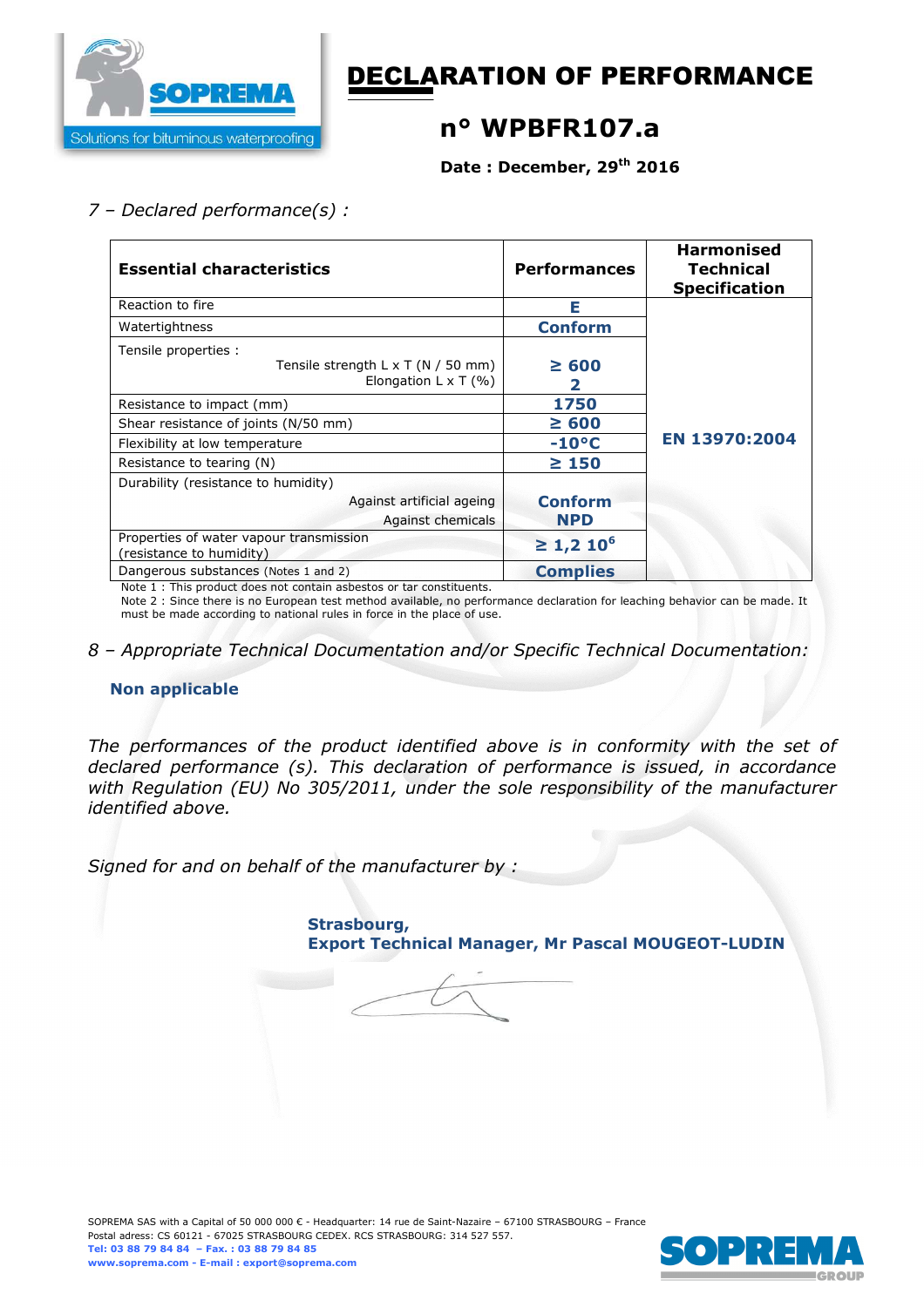# DECLARATION OF PERFORMANCE

## n° WPBFR107.a

**Date : December, 29th 2016**

*7 – Declared performance(s) :*

| Essential characteristics | Performances | Harmonised Technical Specification |
|---|---|---|
| Reaction to fire | E | EN 13970:2004 |
| Watertightness | Conform | |
| Tensile properties : Tensile strength L x T (N / 50 mm) | ≥ 600 | |
| Elongation L x T (%) | 2 | |
| Resistance to impact (mm) | 1750 | |
| Shear resistance of joints (N/50 mm) | ≥ 600 | |
| Flexibility at low temperature | -10°C | |
| Resistance to tearing (N) | ≥ 150 | |
| Durability (resistance to humidity) Against artificial ageing | Conform | |
| Against chemicals | NPD | |
| Properties of water vapour transmission (resistance to humidity) | ≥ 1,2 $10^6$ | |
| Dangerous substances (Notes 1 and 2) | Complies | |

Note 1 : This product does not contain asbestos or tar constituents.
Note 2 : Since there is no European test method available, no performance declaration for leaching behavior can be made. It must be made according to national rules in force in the place of use.

*8 – Appropriate Technical Documentation and/or Specific Technical Documentation:*

**Non applicable**

*The performances of the product identified above is in conformity with the set of declared performance (s). This declaration of performance is issued, in accordance with Regulation (EU) No 305/2011, under the sole responsibility of the manufacturer identified above.*

*Signed for and on behalf of the manufacturer by :*

**Strasbourg,**
**Export Technical Manager, Mr Pascal MOUGEOT-LUDIN**

SOPREMA SAS with a Capital of 50 000 000 € - Headquarter: 14 rue de Saint-Nazaire – 67100 STRASBOURG – France
Postal adress: CS 60121 - 67025 STRASBOURG CEDEX. RCS STRASBOURG: 314 527 557.
**Tel: 03 88 79 84 84 – Fax. : 03 88 79 84 85**
**www.soprema.com - E-mail : export@soprema.com**